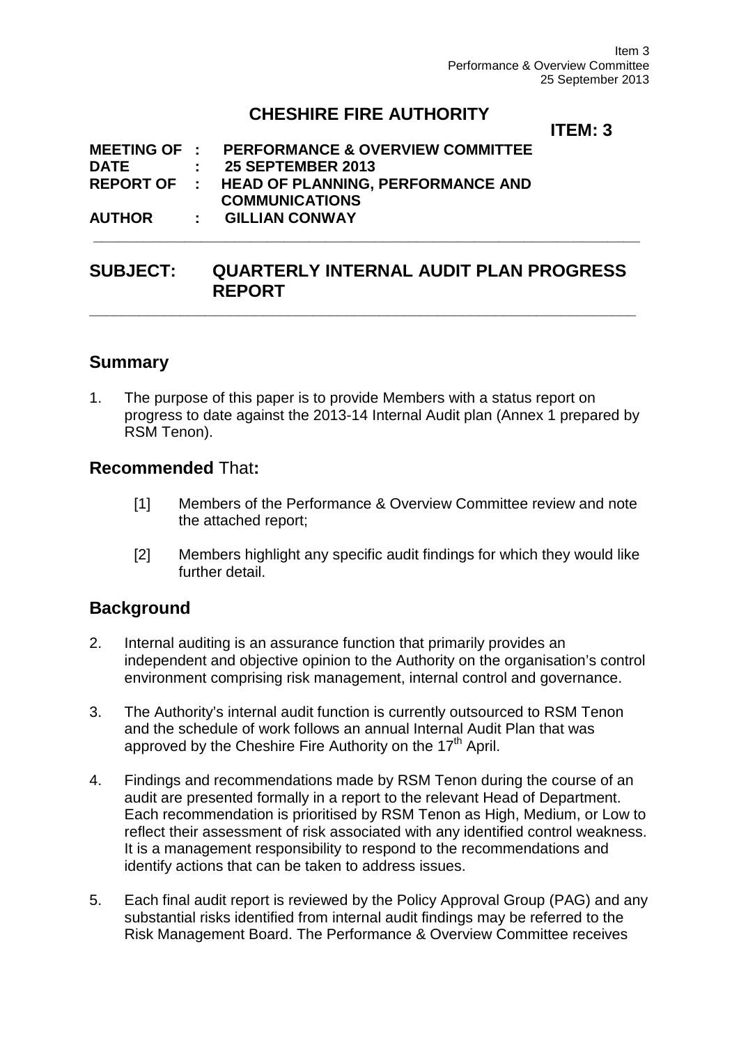# CHESHIRE FIRE AUTHORITY

**ITEM: 3**

**MEETING OF : PERFORMANCE & OVERVIEW COMMITTEE**
**DATE : 25 SEPTEMBER 2013**
**REPORT OF : HEAD OF PLANNING, PERFORMANCE AND COMMUNICATIONS**
**AUTHOR : GILLIAN CONWAY**

---

## SUBJECT: QUARTERLY INTERNAL AUDIT PLAN PROGRESS REPORT

---

## Summary

1. The purpose of this paper is to provide Members with a status report on progress to date against the 2013-14 Internal Audit plan (Annex 1 prepared by RSM Tenon).

## Recommended That:

[1] Members of the Performance & Overview Committee review and note the attached report;

[2] Members highlight any specific audit findings for which they would like further detail.

## Background

2. Internal auditing is an assurance function that primarily provides an independent and objective opinion to the Authority on the organisation's control environment comprising risk management, internal control and governance.

3. The Authority's internal audit function is currently outsourced to RSM Tenon and the schedule of work follows an annual Internal Audit Plan that was approved by the Cheshire Fire Authority on the 17th April.

4. Findings and recommendations made by RSM Tenon during the course of an audit are presented formally in a report to the relevant Head of Department. Each recommendation is prioritised by RSM Tenon as High, Medium, or Low to reflect their assessment of risk associated with any identified control weakness. It is a management responsibility to respond to the recommendations and identify actions that can be taken to address issues.

5. Each final audit report is reviewed by the Policy Approval Group (PAG) and any substantial risks identified from internal audit findings may be referred to the Risk Management Board. The Performance & Overview Committee receives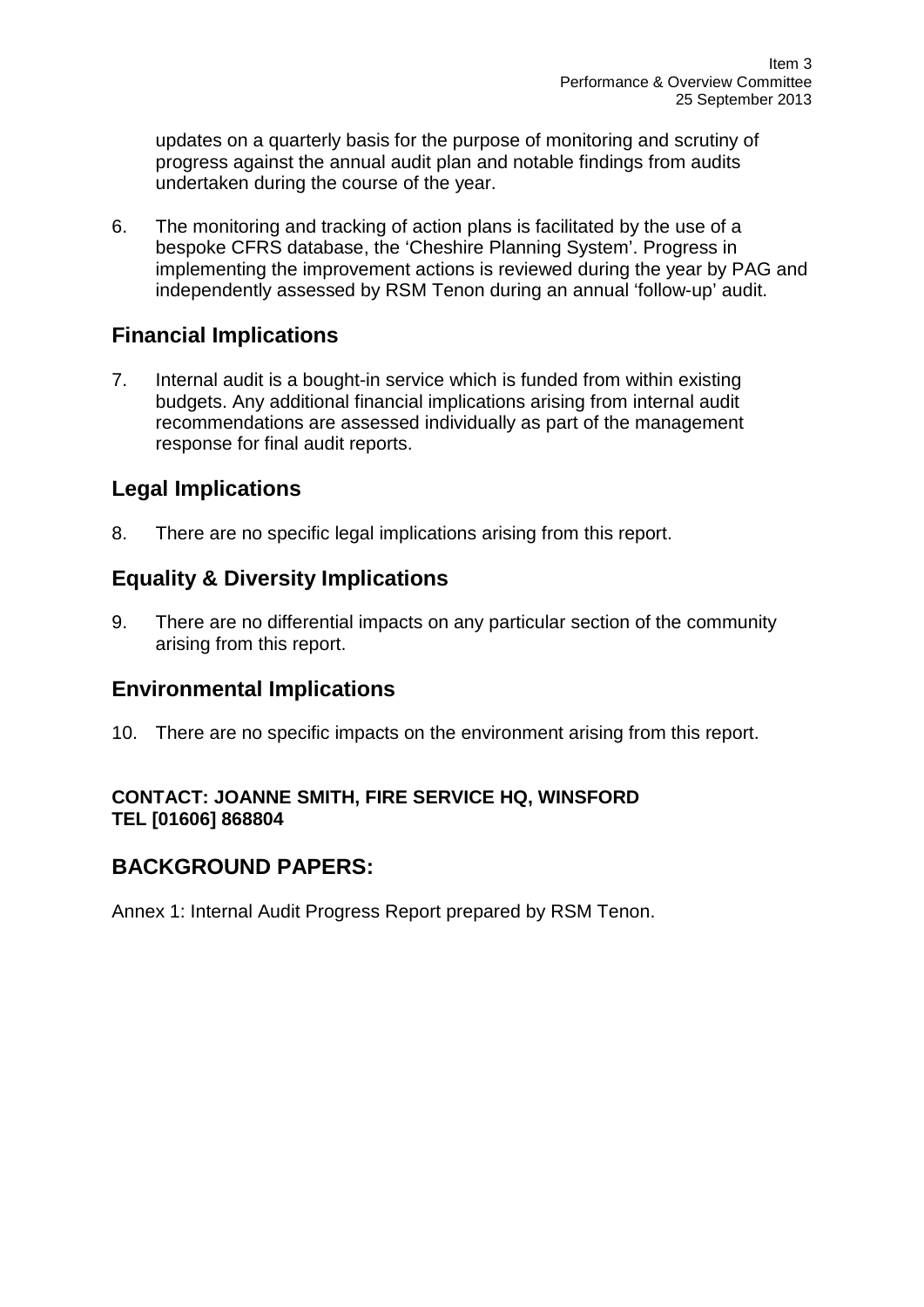updates on a quarterly basis for the purpose of monitoring and scrutiny of progress against the annual audit plan and notable findings from audits undertaken during the course of the year.

6. The monitoring and tracking of action plans is facilitated by the use of a bespoke CFRS database, the 'Cheshire Planning System'. Progress in implementing the improvement actions is reviewed during the year by PAG and independently assessed by RSM Tenon during an annual 'follow-up' audit.

## Financial Implications

7. Internal audit is a bought-in service which is funded from within existing budgets. Any additional financial implications arising from internal audit recommendations are assessed individually as part of the management response for final audit reports.

## Legal Implications

8. There are no specific legal implications arising from this report.

## Equality & Diversity Implications

9. There are no differential impacts on any particular section of the community arising from this report.

## Environmental Implications

10. There are no specific impacts on the environment arising from this report.

**CONTACT: JOANNE SMITH, FIRE SERVICE HQ, WINSFORD**
**TEL [01606] 868804**

## BACKGROUND PAPERS:

Annex 1: Internal Audit Progress Report prepared by RSM Tenon.